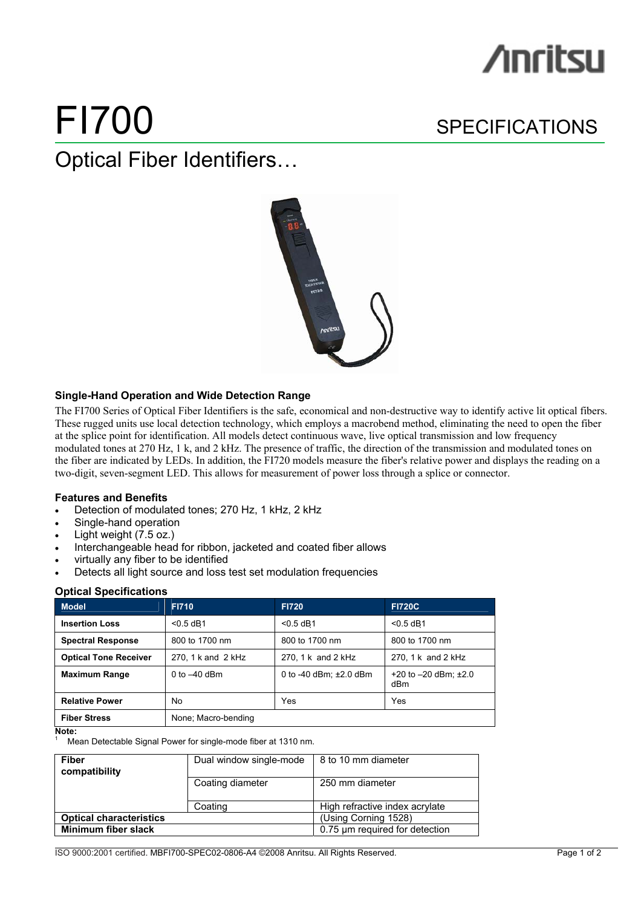# FI700

SPECIFICATIONS

## Optical Fiber Identifiers…

### Single-Hand Operation and Wide Detection Range

The FI700 Series of Optical Fiber Identifiers is the safe, economical and non-destructive way to identify active lit optical fibers. These rugged units use local detection technology, which employs a macrobend method, eliminating the need to open the fiber at the splice point for identification. All models detect continuous wave, live optical transmission and low frequency modulated tones at 270 Hz, 1 k, and 2 kHz. The presence of traffic, the direction of the transmission and modulated tones on the fiber are indicated by LEDs. In addition, the FI720 models measure the fiber's relative power and displays the reading on a two-digit, seven-segment LED. This allows for measurement of power loss through a splice or connector.

### Features and Benefits

- Detection of modulated tones; 270 Hz, 1 kHz, 2 kHz
- Single-hand operation
- Light weight (7.5 oz.)
- Interchangeable head for ribbon, jacketed and coated fiber allows
- virtually any fiber to be identified
- Detects all light source and loss test set modulation frequencies

### Optical Specifications

| Model | FI710 | FI720 | FI720C |
|---|---|---|---|
| **Insertion Loss** | <0.5 dB[1] | <0.5 dB[1] | <0.5 dB[1] |
| **Spectral Response** | 800 to 1700 nm | 800 to 1700 nm | 800 to 1700 nm |
| **Optical Tone Receiver** | 270, 1 k and 2 kHz | 270, 1 k and 2 kHz | 270, 1 k and 2 kHz |
| **Maximum Range** | 0 to –40 dBm | 0 to -40 dBm; ±2.0 dBm | +20 to –20 dBm; ±2.0 dBm |
| **Relative Power** | No | Yes | Yes |
| **Fiber Stress** | None; Macro-bending | | |

**Note:**
[1] Mean Detectable Signal Power for single-mode fiber at 1310 nm.

| | | |
|---|---|---|
| **Fiber compatibility** | Dual window single-mode | 8 to 10 mm diameter |
| | Coating diameter | 250 mm diameter |
| | Coating | High refractive index acrylate |
| **Optical characteristics** | | (Using Corning 1528) |
| **Minimum fiber slack** | | 0.75 µm required for detection |

ISO 9000:2001 certified. MBFI700-SPEC02-0806-A4 ©2008 Anritsu. All Rights Reserved.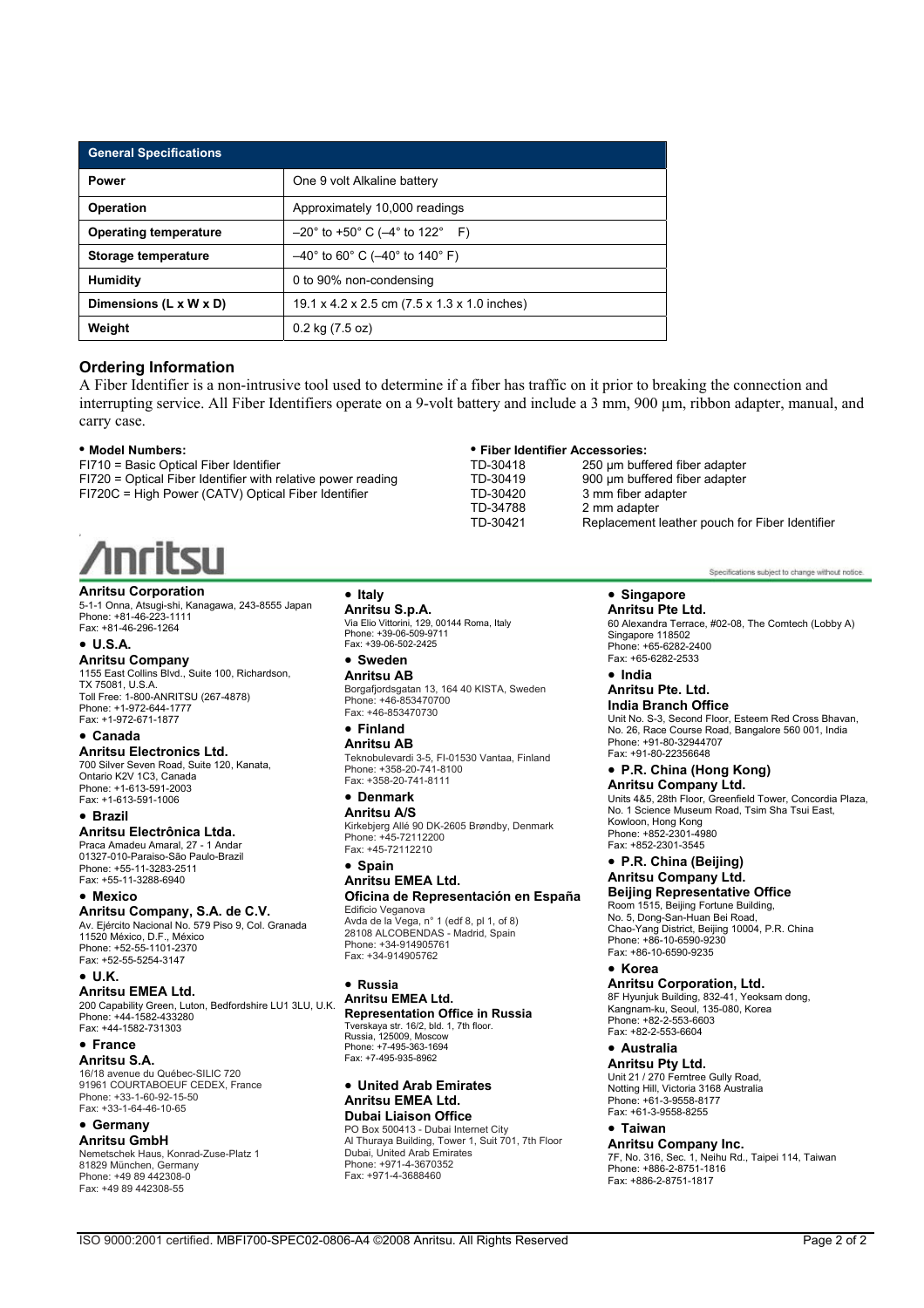| General Specifications | |
|---|---|
| **Power** | One 9 volt Alkaline battery |
| **Operation** | Approximately 10,000 readings |
| **Operating temperature** | –20° to +50° C (–4° to 122° F) |
| **Storage temperature** | –40° to 60° C (–40° to 140° F) |
| **Humidity** | 0 to 90% non-condensing |
| **Dimensions (L x W x D)** | 19.1 x 4.2 x 2.5 cm (7.5 x 1.3 x 1.0 inches) |
| **Weight** | 0.2 kg (7.5 oz) |

## Ordering Information

A Fiber Identifier is a non-intrusive tool used to determine if a fiber has traffic on it prior to breaking the connection and interrupting service. All Fiber Identifiers operate on a 9-volt battery and include a 3 mm, 900 µm, ribbon adapter, manual, and carry case.

**• Model Numbers:**

FI710 = Basic Optical Fiber Identifier
FI720 = Optical Fiber Identifier with relative power reading
FI720C = High Power (CATV) Optical Fiber Identifier

**• Fiber Identifier Accessories:**

| | |
|---|---|
| TD-30418 | 250 µm buffered fiber adapter |
| TD-30419 | 900 µm buffered fiber adapter |
| TD-30420 | 3 mm fiber adapter |
| TD-34788 | 2 mm adapter |
| TD-30421 | Replacement leather pouch for Fiber Identifier |

Anritsu

Specifications subject to change without notice.

**Anritsu Corporation**
5-1-1 Onna, Atsugi-shi, Kanagawa, 243-8555 Japan
Phone: +81-46-223-1111
Fax: +81-46-296-1264

**• U.S.A.**
**Anritsu Company**
1155 East Collins Blvd., Suite 100, Richardson, TX 75081, U.S.A.
Toll Free: 1-800-ANRITSU (267-4878)
Phone: +1-972-644-1777
Fax: +1-972-671-1877

**• Canada**
**Anritsu Electronics Ltd.**
700 Silver Seven Road, Suite 120, Kanata, Ontario K2V 1C3, Canada
Phone: +1-613-591-2003
Fax: +1-613-591-1006

**• Brazil**
**Anritsu Electrônica Ltda.**
Praca Amadeu Amaral, 27 - 1 Andar
01327-010-Paraiso-São Paulo-Brazil
Phone: +55-11-3283-2511
Fax: +55-11-3288-6940

**• Mexico**
**Anritsu Company, S.A. de C.V.**
Av. Ejército Nacional No. 579 Piso 9, Col. Granada
11520 México, D.F., México
Phone: +52-55-1101-2370
Fax: +52-55-5254-3147

**• U.K.**
**Anritsu EMEA Ltd.**
200 Capability Green, Luton, Bedfordshire LU1 3LU, U.K.
Phone: +44-1582-433280
Fax: +44-1582-731303

**• France**
**Anritsu S.A.**
16/18 avenue du Québec-SILIC 720
91961 COURTABOEUF CEDEX, France
Phone: +33-1-60-92-15-50
Fax: +33-1-64-46-10-65

**• Germany**
**Anritsu GmbH**
Nemetschek Haus, Konrad-Zuse-Platz 1
81829 München, Germany
Phone: +49 89 442308-0
Fax: +49 89 442308-55

**• Italy**
**Anritsu S.p.A.**
Via Elio Vittorini, 129, 00144 Roma, Italy
Phone: +39-06-509-9711
Fax: +39-06-502-2425

**• Sweden**
**Anritsu AB**
Borgafjordsgatan 13, 164 40 KISTA, Sweden
Phone: +46-853470700
Fax: +46-853470730

**• Finland**
**Anritsu AB**
Teknobulevardi 3-5, FI-01530 Vantaa, Finland
Phone: +358-20-741-8100
Fax: +358-20-741-8111

**• Denmark**
**Anritsu A/S**
Kirkebjerg Allé 90 DK-2605 Brøndby, Denmark
Phone: +45-72112200
Fax: +45-72112210

**• Spain**
**Anritsu EMEA Ltd.**
**Oficina de Representación en España**
Edificio Veganova
Avda de la Vega, n° 1 (edf 8, pl 1, of 8)
28108 ALCOBENDAS - Madrid, Spain
Phone: +34-914905761
Fax: +34-914905762

**• Russia**
**Anritsu EMEA Ltd.**
**Representation Office in Russia**
Tverskaya str. 16/2, bld. 1, 7th floor.
Russia, 125009, Moscow
Phone: +7-495-363-1694
Fax: +7-495-935-8962

**• United Arab Emirates**
**Anritsu EMEA Ltd.**
**Dubai Liaison Office**
PO Box 500413 - Dubai Internet City
Al Thuraya Building, Tower 1, Suit 701, 7th Floor
Dubai, United Arab Emirates
Phone: +971-4-3670352
Fax: +971-4-3688460

**• Singapore**
**Anritsu Pte Ltd.**
60 Alexandra Terrace, #02-08, The Comtech (Lobby A)
Singapore 118502
Phone: +65-6282-2400
Fax: +65-6282-2533

**• India**
**Anritsu Pte. Ltd.**
**India Branch Office**
Unit No. S-3, Second Floor, Esteem Red Cross Bhavan, No. 26, Race Course Road, Bangalore 560 001, India
Phone: +91-80-32944707
Fax: +91-80-22356648

**• P.R. China (Hong Kong)**
**Anritsu Company Ltd.**
Units 4&5, 28th Floor, Greenfield Tower, Concordia Plaza, No. 1 Science Museum Road, Tsim Sha Tsui East, Kowloon, Hong Kong
Phone: +852-2301-4980
Fax: +852-2301-3545

**• P.R. China (Beijing)**
**Anritsu Company Ltd.**
**Beijing Representative Office**
Room 1515, Beijing Fortune Building,
No. 5, Dong-San-Huan Bei Road,
Chao-Yang District, Beijing 10004, P.R. China
Phone: +86-10-6590-9230
Fax: +86-10-6590-9235

**• Korea**
**Anritsu Corporation, Ltd.**
8F Hyunjuk Building, 832-41, Yeoksam dong, Kangnam-ku, Seoul, 135-080, Korea
Phone: +82-2-553-6603
Fax: +82-2-553-6604

**• Australia**
**Anritsu Pty Ltd.**
Unit 21 / 270 Ferntree Gully Road,
Notting Hill, Victoria 3168 Australia
Phone: +61-3-9558-8177
Fax: +61-3-9558-8255

**• Taiwan**
**Anritsu Company Inc.**
7F, No. 316, Sec. 1, Neihu Rd., Taipei 114, Taiwan
Phone: +886-2-8751-1816
Fax: +886-2-8751-1817

ISO 9000:2001 certified. MBFI700-SPEC02-0806-A4 ©2008 Anritsu. All Rights Reserved